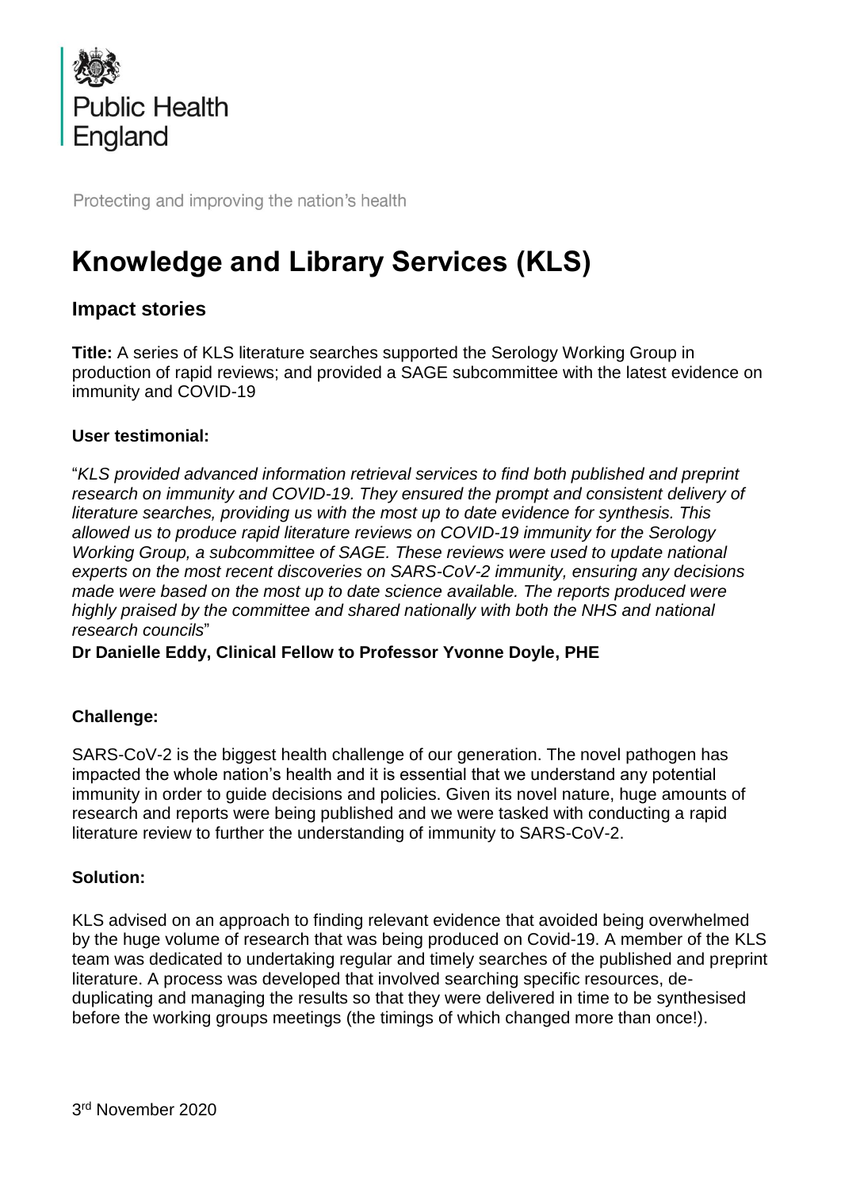Public Health England

Protecting and improving the nation's health

# Knowledge and Library Services (KLS)

## Impact stories

**Title:** A series of KLS literature searches supported the Serology Working Group in production of rapid reviews; and provided a SAGE subcommittee with the latest evidence on immunity and COVID-19

**User testimonial:**

"*KLS provided advanced information retrieval services to find both published and preprint research on immunity and COVID-19. They ensured the prompt and consistent delivery of literature searches, providing us with the most up to date evidence for synthesis. This allowed us to produce rapid literature reviews on COVID-19 immunity for the Serology Working Group, a subcommittee of SAGE. These reviews were used to update national experts on the most recent discoveries on SARS-CoV-2 immunity, ensuring any decisions made were based on the most up to date science available. The reports produced were highly praised by the committee and shared nationally with both the NHS and national research councils*"

**Dr Danielle Eddy, Clinical Fellow to Professor Yvonne Doyle, PHE**

**Challenge:**

SARS-CoV-2 is the biggest health challenge of our generation. The novel pathogen has impacted the whole nation's health and it is essential that we understand any potential immunity in order to guide decisions and policies. Given its novel nature, huge amounts of research and reports were being published and we were tasked with conducting a rapid literature review to further the understanding of immunity to SARS-CoV-2.

**Solution:**

KLS advised on an approach to finding relevant evidence that avoided being overwhelmed by the huge volume of research that was being produced on Covid-19. A member of the KLS team was dedicated to undertaking regular and timely searches of the published and preprint literature. A process was developed that involved searching specific resources, de-duplicating and managing the results so that they were delivered in time to be synthesised before the working groups meetings (the timings of which changed more than once!).

3rd November 2020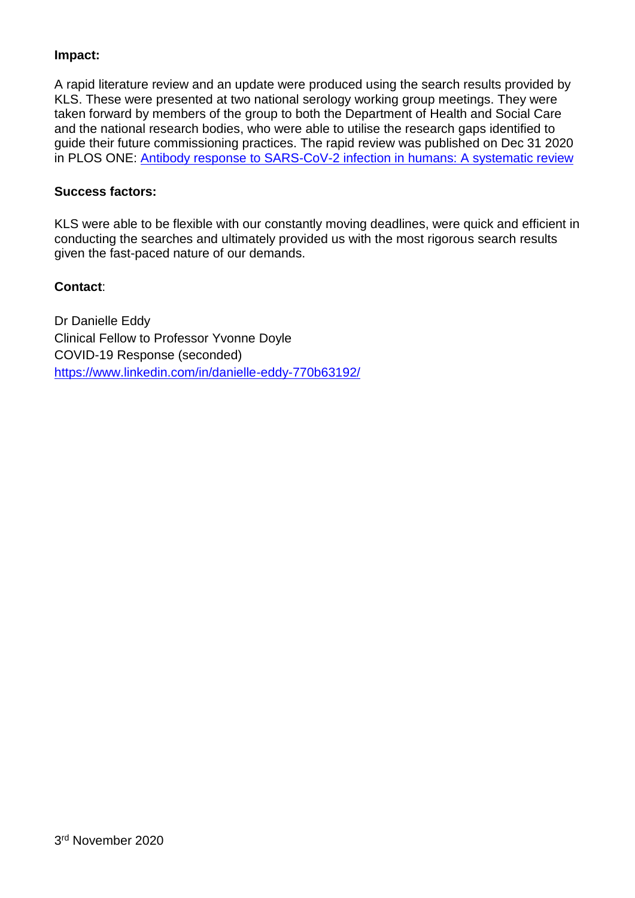**Impact:**

A rapid literature review and an update were produced using the search results provided by KLS. These were presented at two national serology working group meetings. They were taken forward by members of the group to both the Department of Health and Social Care and the national research bodies, who were able to utilise the research gaps identified to guide their future commissioning practices. The rapid review was published on Dec 31 2020 in PLOS ONE: [Antibody response to SARS-CoV-2 infection in humans: A systematic review]()

**Success factors:**

KLS were able to be flexible with our constantly moving deadlines, were quick and efficient in conducting the searches and ultimately provided us with the most rigorous search results given the fast-paced nature of our demands.

**Contact**:

Dr Danielle Eddy
Clinical Fellow to Professor Yvonne Doyle
COVID-19 Response (seconded)
https://www.linkedin.com/in/danielle-eddy-770b63192/

3rd November 2020